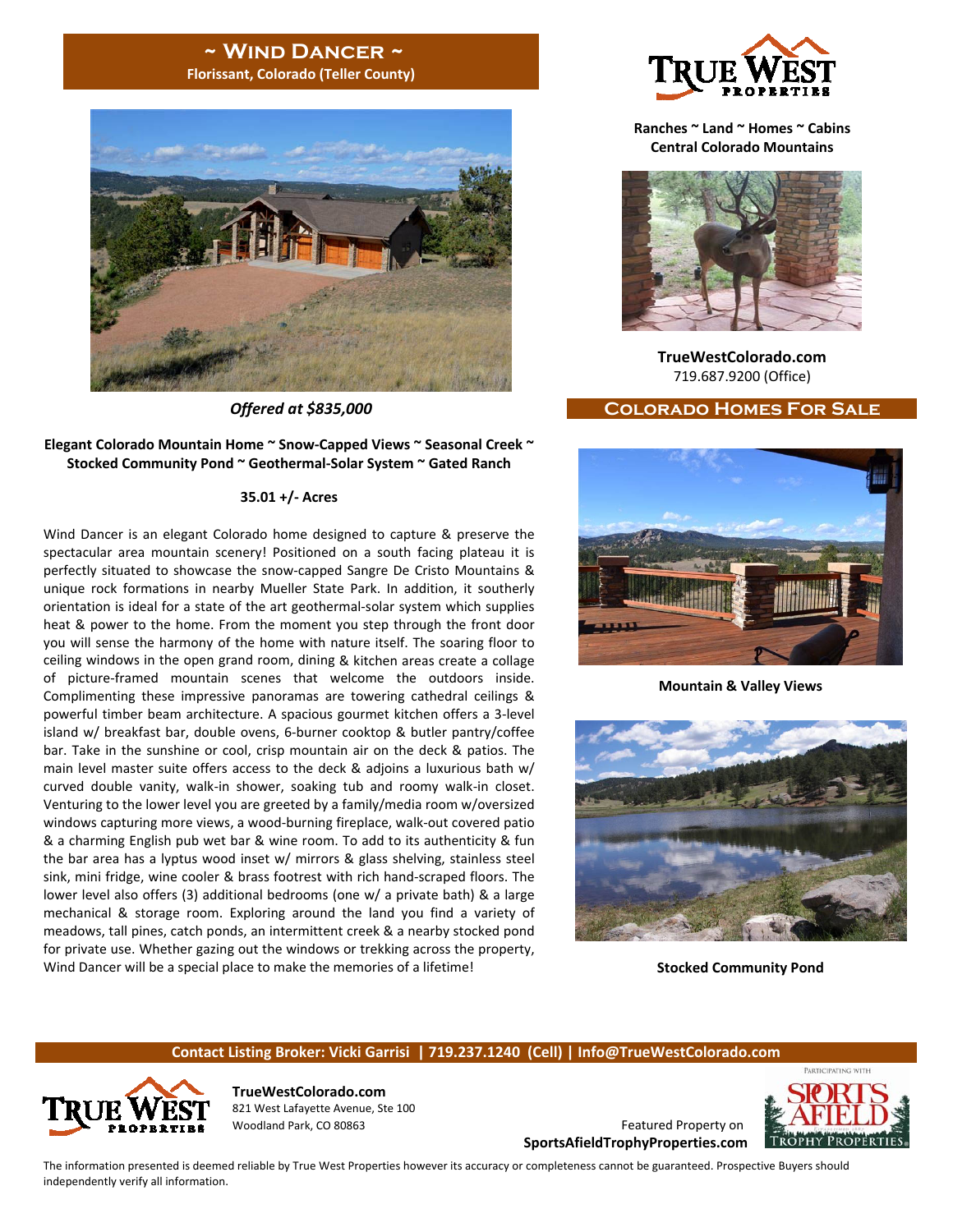# ~ Wind Dancer ~

**Florissant, Colorado (Teller County)**

*Offered at $835,000*

**Elegant Colorado Mountain Home ~ Snow-Capped Views ~ Seasonal Creek ~ Stocked Community Pond ~ Geothermal-Solar System ~ Gated Ranch**

**35.01 +/- Acres**

Wind Dancer is an elegant Colorado home designed to capture & preserve the spectacular area mountain scenery! Positioned on a south facing plateau it is perfectly situated to showcase the snow-capped Sangre De Cristo Mountains & unique rock formations in nearby Mueller State Park. In addition, it southerly orientation is ideal for a state of the art geothermal-solar system which supplies heat & power to the home. From the moment you step through the front door you will sense the harmony of the home with nature itself. The soaring floor to ceiling windows in the open grand room, dining & kitchen areas create a collage of picture-framed mountain scenes that welcome the outdoors inside. Complimenting these impressive panoramas are towering cathedral ceilings & powerful timber beam architecture. A spacious gourmet kitchen offers a 3-level island w/ breakfast bar, double ovens, 6-burner cooktop & butler pantry/coffee bar. Take in the sunshine or cool, crisp mountain air on the deck & patios. The main level master suite offers access to the deck & adjoins a luxurious bath w/ curved double vanity, soaking tub and roomy walk-in shower, large walk-in closet. Venturing to the lower level you are greeted by a family/media room w/oversized windows capturing more views, a wood-burning fireplace, walk-out covered patio & a charming English pub wet bar & wine room. To add to its authenticity & fun the bar area has a lyptus wood inset w/ mirrors & glass shelving, stainless steel sink, mini fridge, wine cooler & brass footrest with rich hand-scraped floors. The lower level also offers (3) additional bedrooms (one w/ a private bath) & a large mechanical & storage room. Exploring around the land you find a variety of meadows, tall pines, catch ponds, an intermittent creek & a nearby stocked pond for private use. Whether gazing out the windows or trekking across the property, Wind Dancer will be a special place to make the memories of a lifetime!

**True West Properties**

**Ranches ~ Land ~ Homes ~ Cabins**
**Central Colorado Mountains**

**TrueWestColorado.com**
719.687.9200 (Office)

## Colorado Homes For Sale

**Mountain & Valley Views**

**Stocked Community Pond**

**Contact Listing Broker: Vicki Garrisi | 719.237.1240 (Cell) | Info@TrueWestColorado.com**

**TrueWestColorado.com**
821 West Lafayette Avenue, Ste 100
Woodland Park, CO 80863

Featured Property on
**SportsAfieldTrophyProperties.com**

Participating with Sports Afield Trophy Properties

The information presented is deemed reliable by True West Properties however its accuracy or completeness cannot be guaranteed. Prospective Buyers should independently verify all information.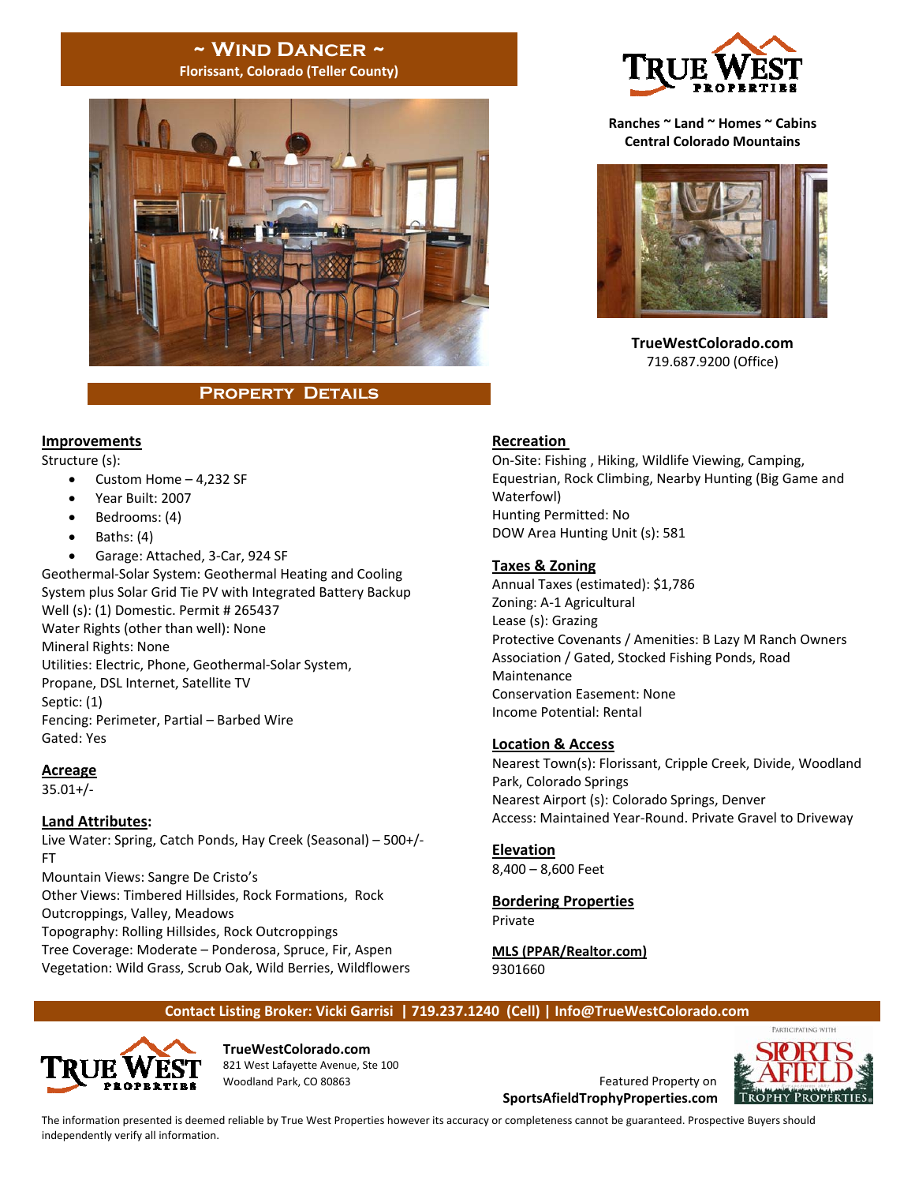# ~ Wind Dancer ~

**Florissant, Colorado (Teller County)**

**Ranches ~ Land ~ Homes ~ Cabins**
**Central Colorado Mountains**

**TrueWestColorado.com**
719.687.9200 (Office)

## Property Details

### Improvements

Structure (s):

- Custom Home – 4,232 SF
- Year Built: 2007
- Bedrooms: (4)
- Baths: (4)
- Garage: Attached, 3-Car, 924 SF

Geothermal-Solar System: Geothermal Heating and Cooling System plus Solar Grid Tie PV with Integrated Battery Backup
Well (s): (1) Domestic. Permit # 265437
Water Rights (other than well): None
Mineral Rights: None
Utilities: Electric, Phone, Geothermal-Solar System, Propane, DSL Internet, Satellite TV
Septic: (1)
Fencing: Perimeter, Partial – Barbed Wire
Gated: Yes

### Acreage

35.01+/-

### Land Attributes:

Live Water: Spring, Catch Ponds, Hay Creek (Seasonal) – 500+/- FT
Mountain Views: Sangre De Cristo's
Other Views: Timbered Hillsides, Rock Formations, Rock Outcroppings, Valley, Meadows
Topography: Rolling Hillsides, Rock Outcroppings
Tree Coverage: Moderate – Ponderosa, Spruce, Fir, Aspen
Vegetation: Wild Grass, Scrub Oak, Wild Berries, Wildflowers

### Recreation

On-Site: Fishing , Hiking, Wildlife Viewing, Camping, Equestrian, Rock Climbing, Nearby Hunting (Big Game and Waterfowl)
Hunting Permitted: No
DOW Area Hunting Unit (s): 581

### Taxes & Zoning

Annual Taxes (estimated): $1,786
Zoning: A-1 Agricultural
Lease (s): Grazing
Protective Covenants / Amenities: B Lazy M Ranch Owners Association / Gated, Stocked Fishing Ponds, Road Maintenance
Conservation Easement: None
Income Potential: Rental

### Location & Access

Nearest Town(s): Florissant, Cripple Creek, Divide, Woodland Park, Colorado Springs
Nearest Airport (s): Colorado Springs, Denver
Access: Maintained Year-Round. Private Gravel to Driveway

### Elevation

8,400 – 8,600 Feet

### Bordering Properties

Private

### MLS (PPAR/Realtor.com)

9301660

**Contact Listing Broker: Vicki Garrisi | 719.237.1240 (Cell) | Info@TrueWestColorado.com**

**TrueWestColorado.com**
821 West Lafayette Avenue, Ste 100
Woodland Park, CO 80863

Featured Property on
**SportsAfieldTrophyProperties.com**

The information presented is deemed reliable by True West Properties however its accuracy or completeness cannot be guaranteed. Prospective Buyers should independently verify all information.